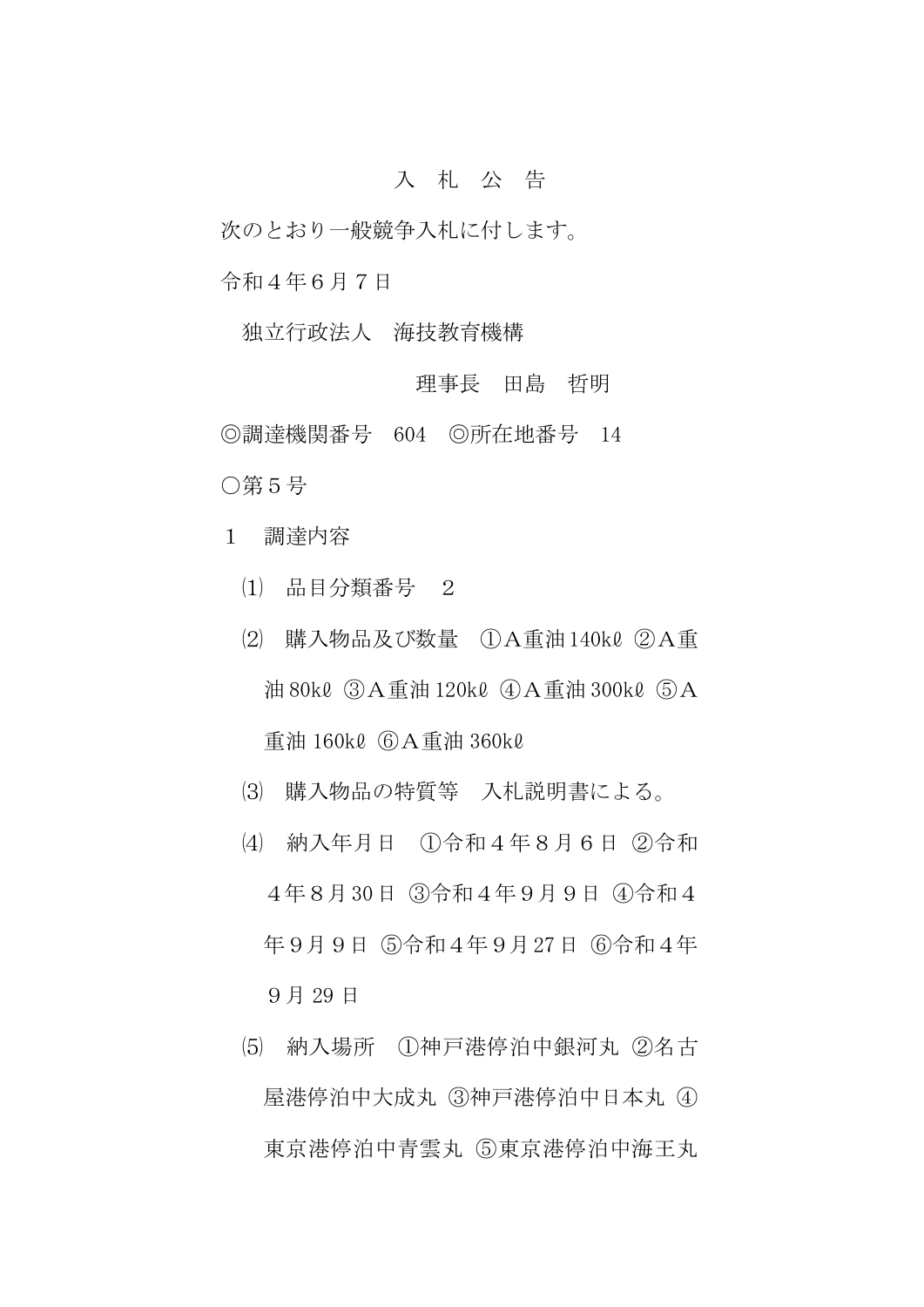# 入　札　公　告

次のとおり一般競争入札に付します。

令和４年６月７日

独立行政法人　海技教育機構

理事長　田島　哲明

◎調達機関番号　604　◎所在地番号　14

○第５号

１　調達内容

⑴　品目分類番号　２

⑵　購入物品及び数量　①Ａ重油 140kℓ ②Ａ重油 80kℓ ③Ａ重油 120kℓ ④Ａ重油 300kℓ ⑤Ａ重油 160kℓ ⑥Ａ重油 360kℓ

⑶　購入物品の特質等　入札説明書による。

⑷　納入年月日　①令和４年８月６日 ②令和４年８月 30 日 ③令和４年９月９日 ④令和４年９月９日 ⑤令和４年９月 27 日 ⑥令和４年９月 29 日

⑸　納入場所　①神戸港停泊中銀河丸 ②名古屋港停泊中大成丸 ③神戸港停泊中日本丸 ④東京港停泊中青雲丸 ⑤東京港停泊中海王丸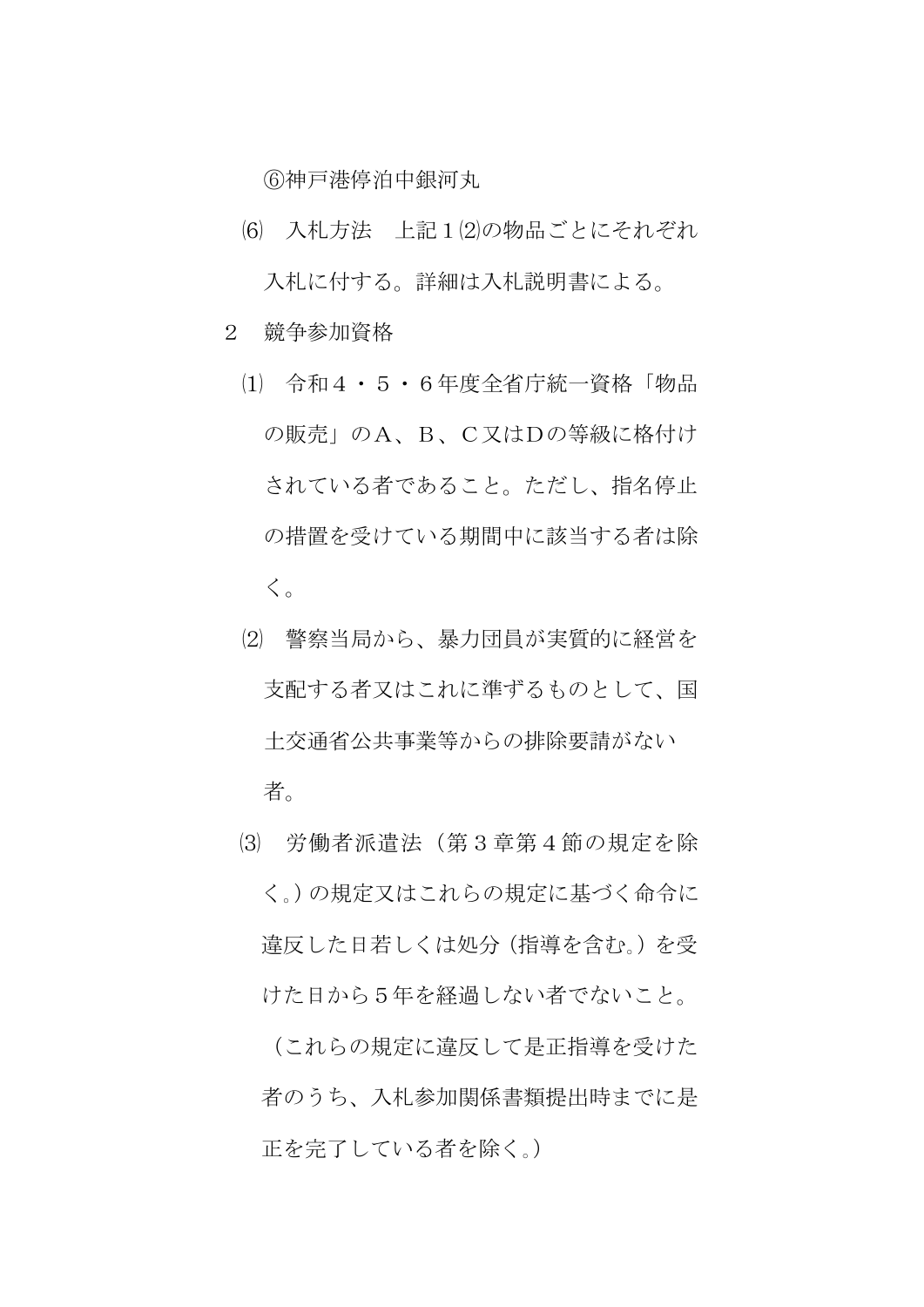⑥神戸港停泊中銀河丸

⑹　入札方法　上記１⑵の物品ごとにそれぞれ入札に付する。詳細は入札説明書による。

２　競争参加資格

⑴　令和４・５・６年度全省庁統一資格「物品の販売」のＡ、Ｂ、Ｃ又はＤの等級に格付けされている者であること。ただし、指名停止の措置を受けている期間中に該当する者は除く。

⑵　警察当局から、暴力団員が実質的に経営を支配する者又はこれに準ずるものとして、国土交通省公共事業等からの排除要請がない者。

⑶　労働者派遣法（第３章第４節の規定を除く。）の規定又はこれらの規定に基づく命令に違反した日若しくは処分（指導を含む。）を受けた日から５年を経過しない者でないこと。（これらの規定に違反して是正指導を受けた者のうち、入札参加関係書類提出時までに是正を完了している者を除く。）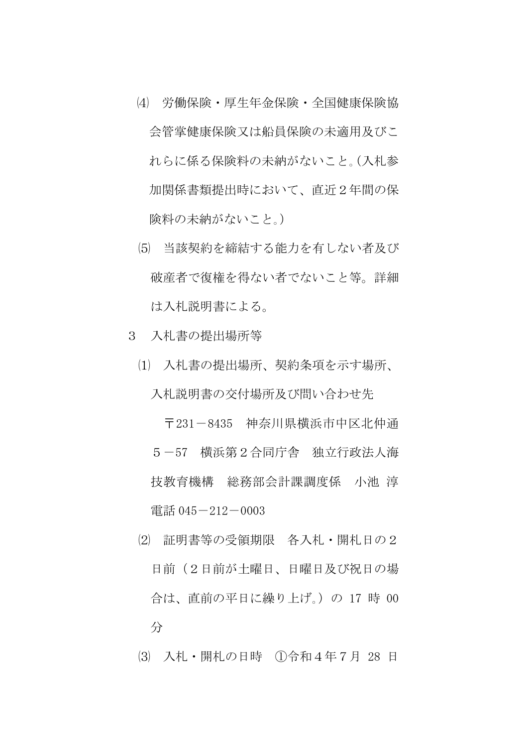⑷　労働保険・厚生年金保険・全国健康保険協会管掌健康保険又は船員保険の未適用及びこれらに係る保険料の未納がないこと。(入札参加関係書類提出時において、直近２年間の保険料の未納がないこと。)

⑸　当該契約を締結する能力を有しない者及び破産者で復権を得ない者でないこと等。詳細は入札説明書による。

３　入札書の提出場所等

⑴　入札書の提出場所、契約条項を示す場所、入札説明書の交付場所及び問い合わせ先

〒231－8435　神奈川県横浜市中区北仲通５－57　横浜第２合同庁舎　独立行政法人海技教育機構　総務部会計課調度係　小池 淳　電話 045－212－0003

⑵　証明書等の受領期限　各入札・開札日の２日前（２日前が土曜日、日曜日及び祝日の場合は、直前の平日に繰り上げ。）の 17 時 00 分

⑶　入札・開札の日時　①令和４年７月 28 日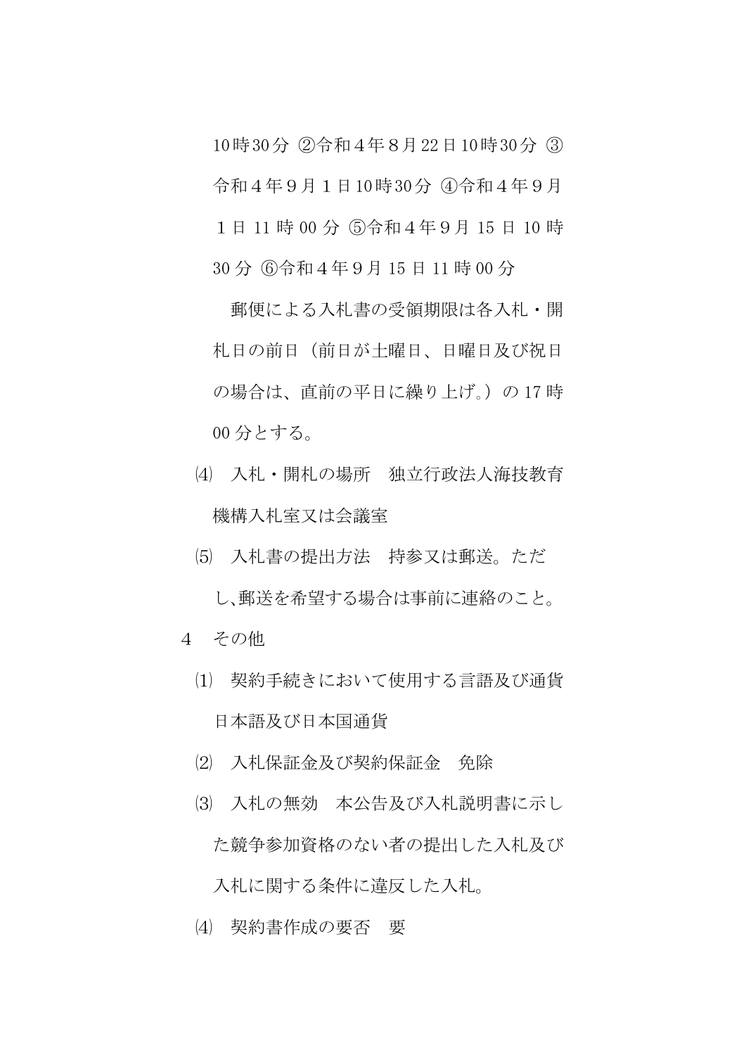10時30分 ②令和４年８月22日10時30分 ③令和４年９月１日10時30分 ④令和４年９月１日 11 時 00 分 ⑤令和４年９月 15 日 10 時30 分 ⑥令和４年９月 15 日 11 時 00 分

郵便による入札書の受領期限は各入札・開札日の前日（前日が土曜日、日曜日及び祝日の場合は、直前の平日に繰り上げ。）の 17 時00 分とする。

⑷　入札・開札の場所　独立行政法人海技教育機構入札室又は会議室

⑸　入札書の提出方法　持参又は郵送。ただし、郵送を希望する場合は事前に連絡のこと。

４　その他

⑴　契約手続きにおいて使用する言語及び通貨　日本語及び日本国通貨

⑵　入札保証金及び契約保証金　免除

⑶　入札の無効　本公告及び入札説明書に示した競争参加資格のない者の提出した入札及び入札に関する条件に違反した入札。

⑷　契約書作成の要否　要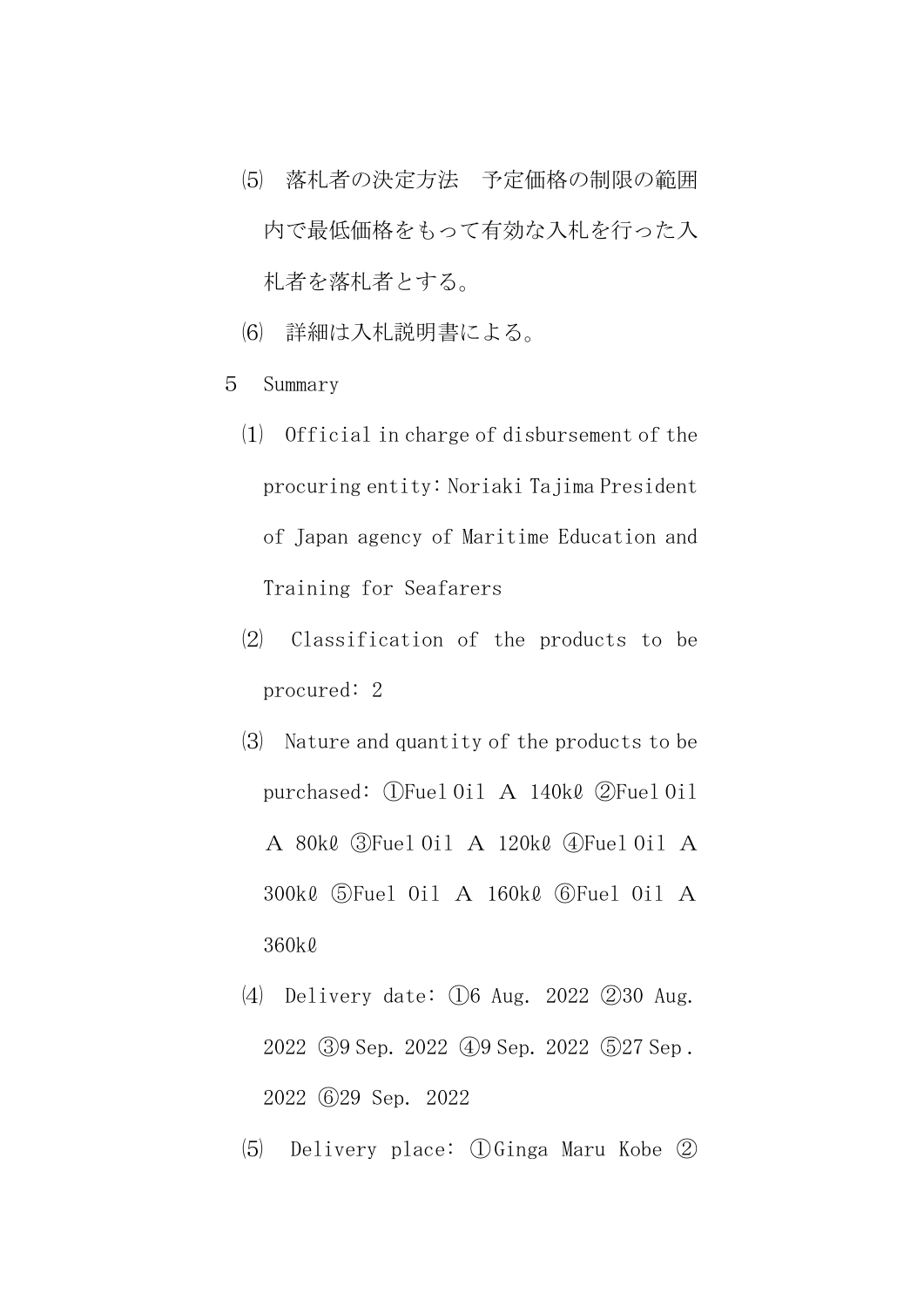⑸　落札者の決定方法　予定価格の制限の範囲内で最低価格をもって有効な入札を行った入札者を落札者とする。

⑹　詳細は入札説明書による。

5　Summary

⑴　Official in charge of disbursement of the procuring entity: Noriaki Tajima President of Japan agency of Maritime Education and Training for Seafarers

⑵　Classification of the products to be procured: 2

⑶　Nature and quantity of the products to be purchased: ①Fuel Oil Ａ 140kℓ ②Fuel Oil Ａ 80kℓ ③Fuel Oil Ａ 120kℓ ④Fuel Oil Ａ 300kℓ ⑤Fuel Oil Ａ 160kℓ ⑥Fuel Oil Ａ 360kℓ

⑷　Delivery date: ①6 Aug. 2022 ②30 Aug. 2022 ③9 Sep. 2022 ④9 Sep. 2022 ⑤27 Sep. 2022 ⑥29 Sep. 2022

⑸　Delivery place: ①Ginga Maru Kobe ②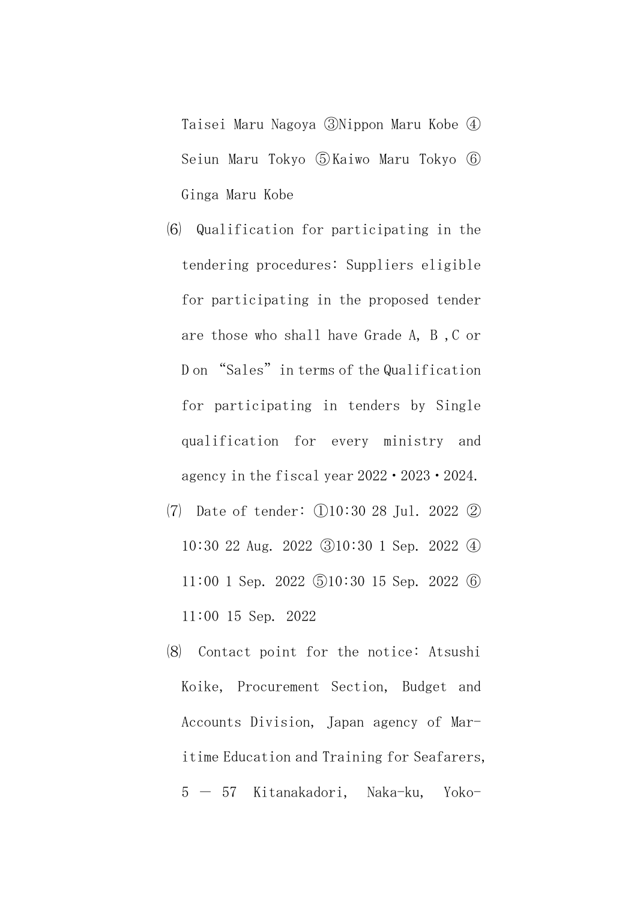Taisei Maru Nagoya ③Nippon Maru Kobe ④ Seiun Maru Tokyo ⑤Kaiwo Maru Tokyo ⑥ Ginga Maru Kobe

⑹ Qualification for participating in the tendering procedures: Suppliers eligible for participating in the proposed tender are those who shall have Grade A, B ,C or D on "Sales" in terms of the Qualification for participating in tenders by Single qualification for every ministry and agency in the fiscal year 2022・2023・2024.

⑺ Date of tender: ①10:30 28 Jul. 2022 ② 10:30 22 Aug. 2022 ③10:30 1 Sep. 2022 ④ 11:00 1 Sep. 2022 ⑤10:30 15 Sep. 2022 ⑥ 11:00 15 Sep. 2022

⑻ Contact point for the notice: Atsushi Koike, Procurement Section, Budget and Accounts Division, Japan agency of Maritime Education and Training for Seafarers, 5 ― 57 Kitanakadori, Naka-ku, Yoko-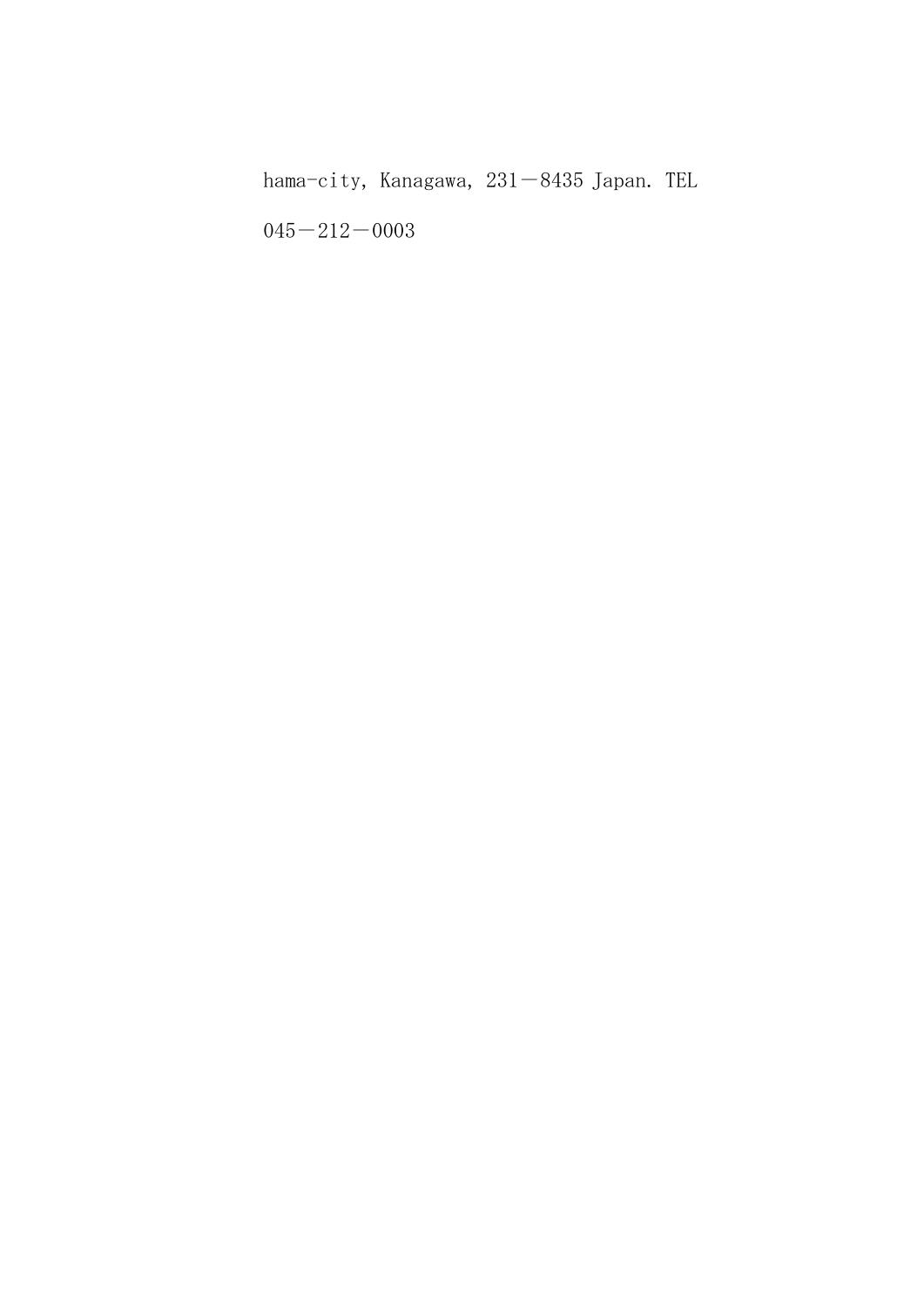hama-city, Kanagawa, 231－8435 Japan. TEL

045－212－0003